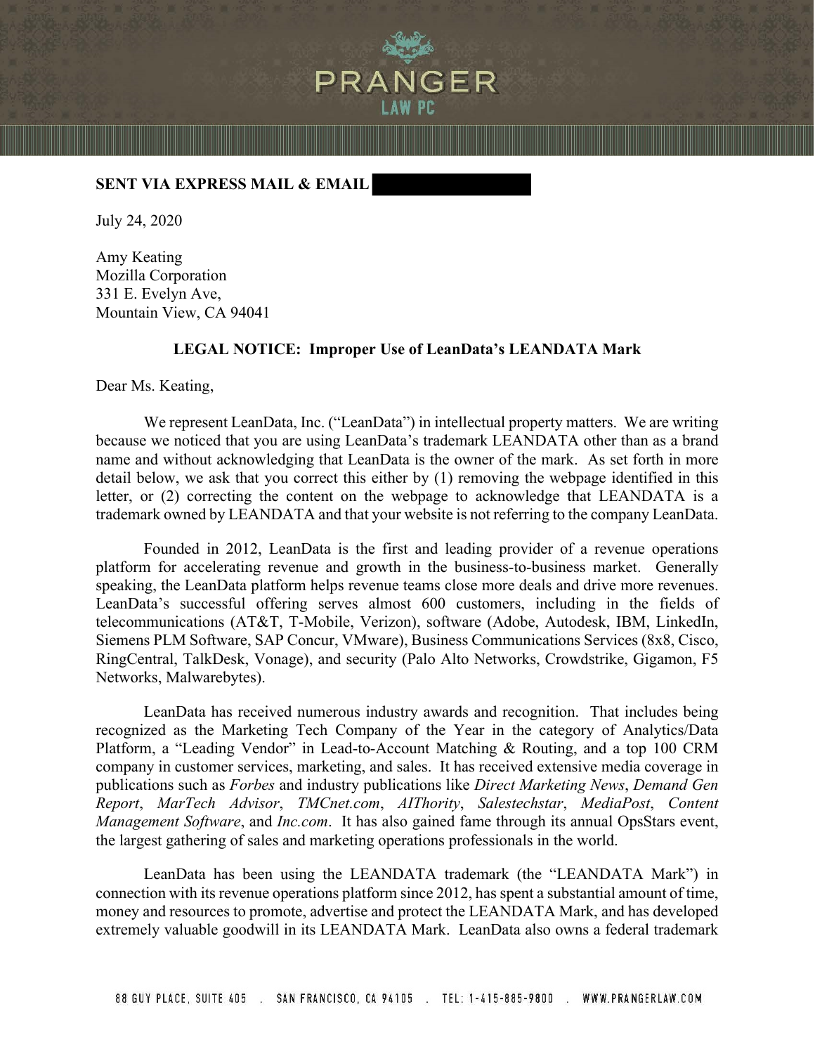**SENT VIA EXPRESS MAIL & EMAIL**

July 24, 2020

Amy Keating
Mozilla Corporation
331 E. Evelyn Ave,
Mountain View, CA 94041

**LEGAL NOTICE: Improper Use of LeanData's LEANDATA Mark**

Dear Ms. Keating,

We represent LeanData, Inc. ("LeanData") in intellectual property matters. We are writing because we noticed that you are using LeanData's trademark LEANDATA other than as a brand name and without acknowledging that LeanData is the owner of the mark. As set forth in more detail below, we ask that you correct this either by (1) removing the webpage identified in this letter, or (2) correcting the content on the webpage to acknowledge that LEANDATA is a trademark owned by LEANDATA and that your website is not referring to the company LeanData.

Founded in 2012, LeanData is the first and leading provider of a revenue operations platform for accelerating revenue and growth in the business-to-business market. Generally speaking, the LeanData platform helps revenue teams close more deals and drive more revenues. LeanData's successful offering serves almost 600 customers, including in the fields of telecommunications (AT&T, T-Mobile, Verizon), software (Adobe, Autodesk, IBM, LinkedIn, Siemens PLM Software, SAP Concur, VMware), Business Communications Services (8x8, Cisco, RingCentral, TalkDesk, Vonage), and security (Palo Alto Networks, Crowdstrike, Gigamon, F5 Networks, Malwarebytes).

LeanData has received numerous industry awards and recognition. That includes being recognized as the Marketing Tech Company of the Year in the category of Analytics/Data Platform, a "Leading Vendor" in Lead-to-Account Matching & Routing, and a top 100 CRM company in customer services, marketing, and sales. It has received extensive media coverage in publications such as *Forbes* and industry publications like *Direct Marketing News*, *Demand Gen Report*, *MarTech Advisor*, *TMCnet.com*, *AIThority*, *Salestechstar*, *MediaPost*, *Content Management Software*, and *Inc.com*. It has also gained fame through its annual OpsStars event, the largest gathering of sales and marketing operations professionals in the world.

LeanData has been using the LEANDATA trademark (the "LEANDATA Mark") in connection with its revenue operations platform since 2012, has spent a substantial amount of time, money and resources to promote, advertise and protect the LEANDATA Mark, and has developed extremely valuable goodwill in its LEANDATA Mark. LeanData also owns a federal trademark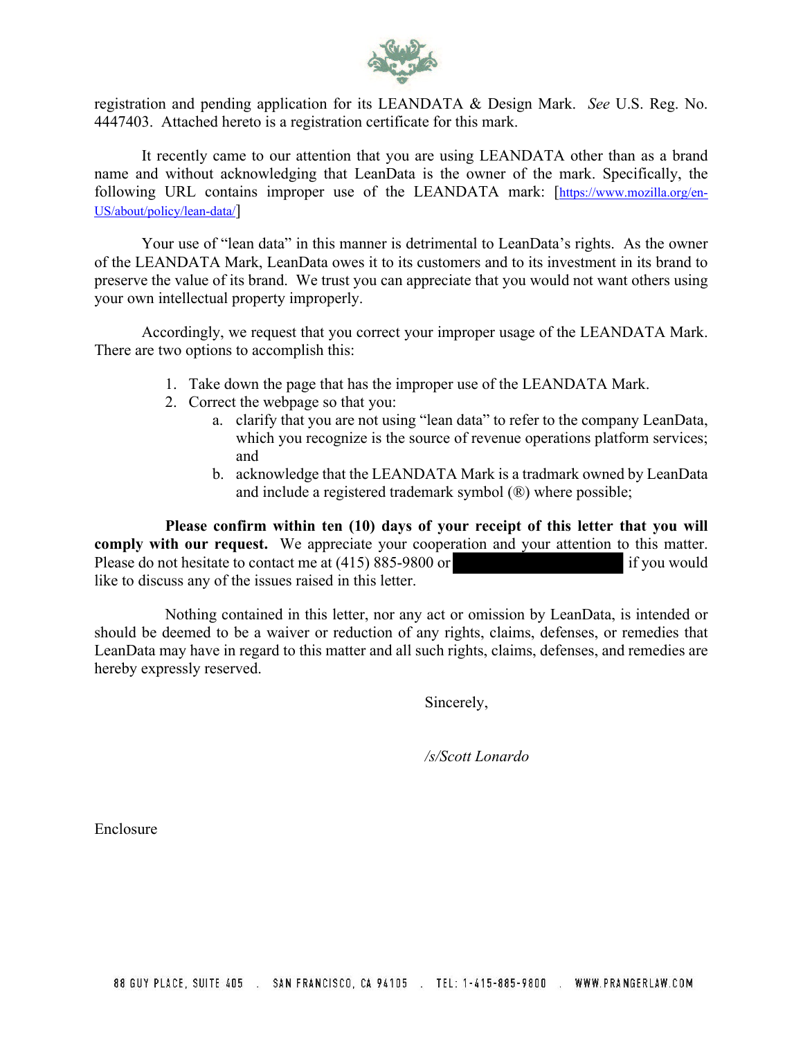registration and pending application for its LEANDATA & Design Mark. *See* U.S. Reg. No. 4447403. Attached hereto is a registration certificate for this mark.

It recently came to our attention that you are using LEANDATA other than as a brand name and without acknowledging that LeanData is the owner of the mark. Specifically, the following URL contains improper use of the LEANDATA mark: [https://www.mozilla.org/en-US/about/policy/lean-data/]

Your use of "lean data" in this manner is detrimental to LeanData's rights. As the owner of the LEANDATA Mark, LeanData owes it to its customers and to its investment in its brand to preserve the value of its brand. We trust you can appreciate that you would not want others using your own intellectual property improperly.

Accordingly, we request that you correct your improper usage of the LEANDATA Mark. There are two options to accomplish this:

1. Take down the page that has the improper use of the LEANDATA Mark.
2. Correct the webpage so that you:
   a. clarify that you are not using "lean data" to refer to the company LeanData, which you recognize is the source of revenue operations platform services; and
   b. acknowledge that the LEANDATA Mark is a tradmark owned by LeanData and include a registered trademark symbol (®) where possible;

**Please confirm within ten (10) days of your receipt of this letter that you will comply with our request.** We appreciate your cooperation and your attention to this matter. Please do not hesitate to contact me at (415) 885-9800 or [REDACTED] if you would like to discuss any of the issues raised in this letter.

Nothing contained in this letter, nor any act or omission by LeanData, is intended or should be deemed to be a waiver or reduction of any rights, claims, defenses, or remedies that LeanData may have in regard to this matter and all such rights, claims, defenses, and remedies are hereby expressly reserved.

Sincerely,

*/s/Scott Lonardo*

Enclosure

88 GUY PLACE, SUITE 405 . SAN FRANCISCO, CA 94105 . TEL: 1-415-885-9800 . WWW.PRANGERLAW.COM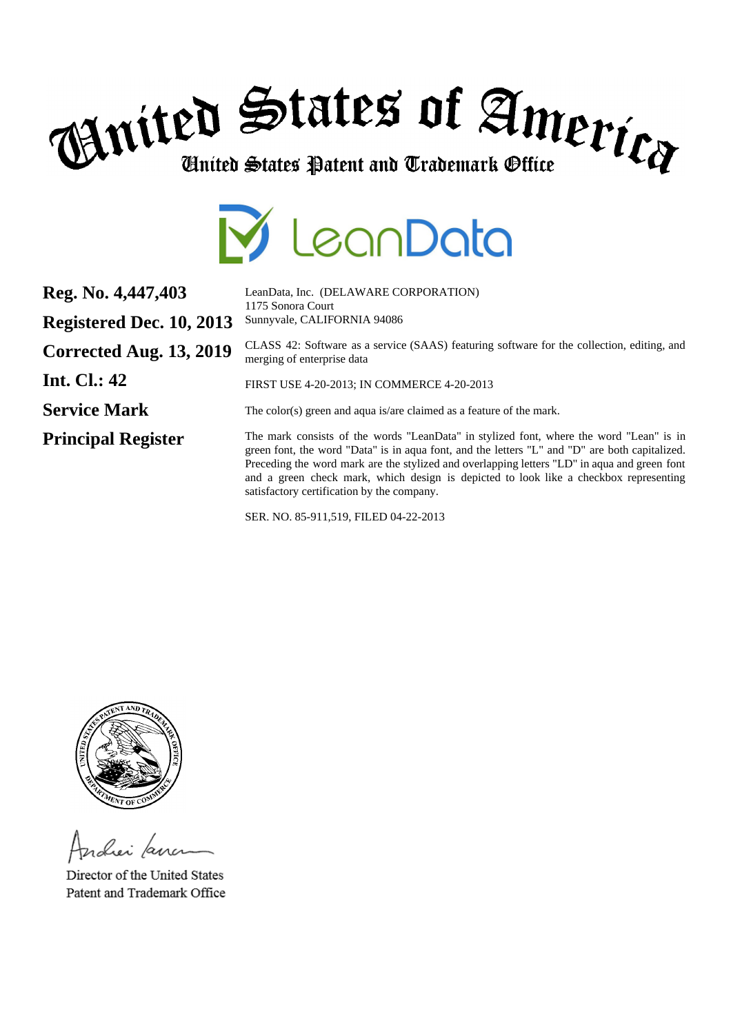# United States of America

## United States Patent and Trademark Office

LeanData

**Reg. No. 4,447,403**

**Registered Dec. 10, 2013**

**Corrected Aug. 13, 2019**

**Int. Cl.: 42**

**Service Mark**

**Principal Register**

LeanData, Inc. (DELAWARE CORPORATION)
1175 Sonora Court
Sunnyvale, CALIFORNIA 94086

CLASS 42: Software as a service (SAAS) featuring software for the collection, editing, and merging of enterprise data

FIRST USE 4-20-2013; IN COMMERCE 4-20-2013

The color(s) green and aqua is/are claimed as a feature of the mark.

The mark consists of the words "LeanData" in stylized font, where the word "Lean" is in green font, the word "Data" is in aqua font, and the letters "L" and "D" are both capitalized. Preceding the word mark are the stylized and overlapping letters "LD" in aqua and green font and a green check mark, which design is depicted to look like a checkbox representing satisfactory certification by the company.

SER. NO. 85-911,519, FILED 04-22-2013

Director of the United States
Patent and Trademark Office